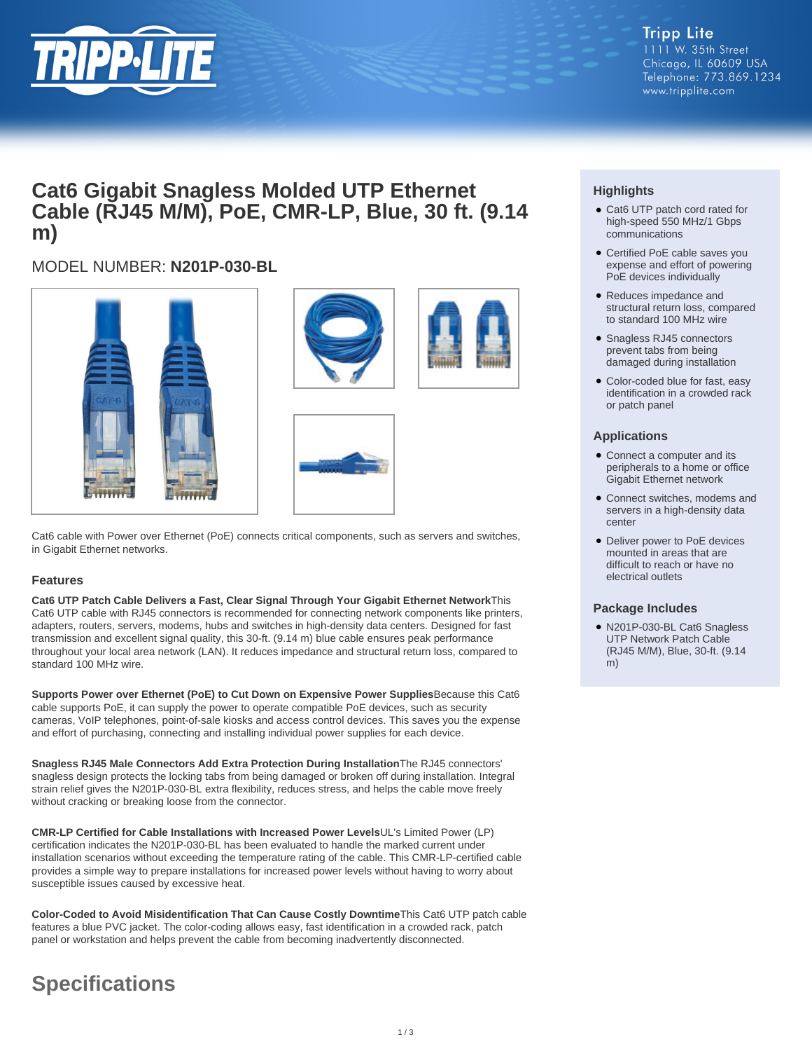Tripp Lite
1111 W. 35th Street
Chicago, IL 60609 USA
Telephone: 773.869.1234
www.tripplite.com

# Cat6 Gigabit Snagless Molded UTP Ethernet Cable (RJ45 M/M), PoE, CMR-LP, Blue, 30 ft. (9.14 m)

MODEL NUMBER: **N201P-030-BL**

Cat6 cable with Power over Ethernet (PoE) connects critical components, such as servers and switches, in Gigabit Ethernet networks.

### Features

**Cat6 UTP Patch Cable Delivers a Fast, Clear Signal Through Your Gigabit Ethernet Network**This Cat6 UTP cable with RJ45 connectors is recommended for connecting network components like printers, adapters, routers, servers, modems, hubs and switches in high-density data centers. Designed for fast transmission and excellent signal quality, this 30-ft. (9.14 m) blue cable ensures peak performance throughout your local area network (LAN). It reduces impedance and structural return loss, compared to standard 100 MHz wire.

**Supports Power over Ethernet (PoE) to Cut Down on Expensive Power Supplies**Because this Cat6 cable supports PoE, it can supply the power to operate compatible PoE devices, such as security cameras, VoIP telephones, point-of-sale kiosks and access control devices. This saves you the expense and effort of purchasing, connecting and installing individual power supplies for each device.

**Snagless RJ45 Male Connectors Add Extra Protection During Installation**The RJ45 connectors' snagless design protects the locking tabs from being damaged or broken off during installation. Integral strain relief gives the N201P-030-BL extra flexibility, reduces stress, and helps the cable move freely without cracking or breaking loose from the connector.

**CMR-LP Certified for Cable Installations with Increased Power Levels**UL's Limited Power (LP) certification indicates the N201P-030-BL has been evaluated to handle the marked current under installation scenarios without exceeding the temperature rating of the cable. This CMR-LP-certified cable provides a simple way to prepare installations for increased power levels without having to worry about susceptible issues caused by excessive heat.

**Color-Coded to Avoid Misidentification That Can Cause Costly Downtime**This Cat6 UTP patch cable features a blue PVC jacket. The color-coding allows easy, fast identification in a crowded rack, patch panel or workstation and helps prevent the cable from becoming inadvertently disconnected.

### Highlights

- Cat6 UTP patch cord rated for high-speed 550 MHz/1 Gbps communications
- Certified PoE cable saves you expense and effort of powering PoE devices individually
- Reduces impedance and structural return loss, compared to standard 100 MHz wire
- Snagless RJ45 connectors prevent tabs from being damaged during installation
- Color-coded blue for fast, easy identification in a crowded rack or patch panel

### Applications

- Connect a computer and its peripherals to a home or office Gigabit Ethernet network
- Connect switches, modems and servers in a high-density data center
- Deliver power to PoE devices mounted in areas that are difficult to reach or have no electrical outlets

### Package Includes

- N201P-030-BL Cat6 Snagless UTP Network Patch Cable (RJ45 M/M), Blue, 30-ft. (9.14 m)

## Specifications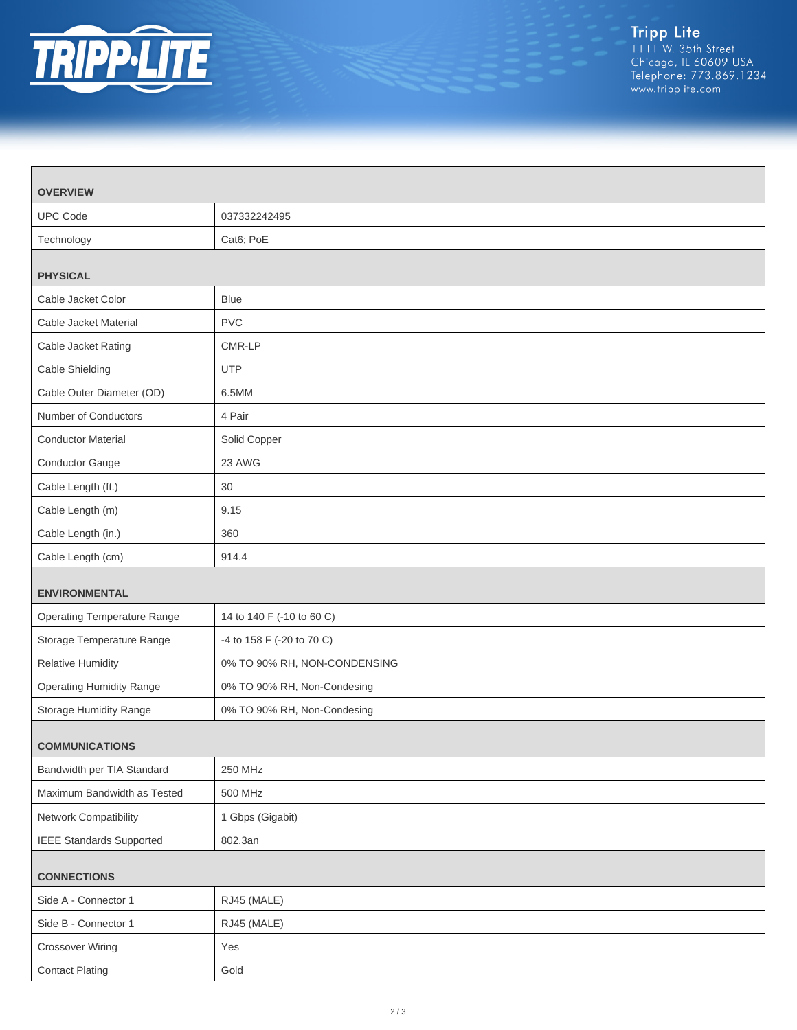| OVERVIEW | |
|---|---|
| UPC Code | 037332242495 |
| Technology | Cat6; PoE |
| **PHYSICAL** | |
| Cable Jacket Color | Blue |
| Cable Jacket Material | PVC |
| Cable Jacket Rating | CMR-LP |
| Cable Shielding | UTP |
| Cable Outer Diameter (OD) | 6.5MM |
| Number of Conductors | 4 Pair |
| Conductor Material | Solid Copper |
| Conductor Gauge | 23 AWG |
| Cable Length (ft.) | 30 |
| Cable Length (m) | 9.15 |
| Cable Length (in.) | 360 |
| Cable Length (cm) | 914.4 |
| **ENVIRONMENTAL** | |
| Operating Temperature Range | 14 to 140 F (-10 to 60 C) |
| Storage Temperature Range | -4 to 158 F (-20 to 70 C) |
| Relative Humidity | 0% TO 90% RH, NON-CONDENSING |
| Operating Humidity Range | 0% TO 90% RH, Non-Condesing |
| Storage Humidity Range | 0% TO 90% RH, Non-Condesing |
| **COMMUNICATIONS** | |
| Bandwidth per TIA Standard | 250 MHz |
| Maximum Bandwidth as Tested | 500 MHz |
| Network Compatibility | 1 Gbps (Gigabit) |
| IEEE Standards Supported | 802.3an |
| **CONNECTIONS** | |
| Side A - Connector 1 | RJ45 (MALE) |
| Side B - Connector 1 | RJ45 (MALE) |
| Crossover Wiring | Yes |
| Contact Plating | Gold |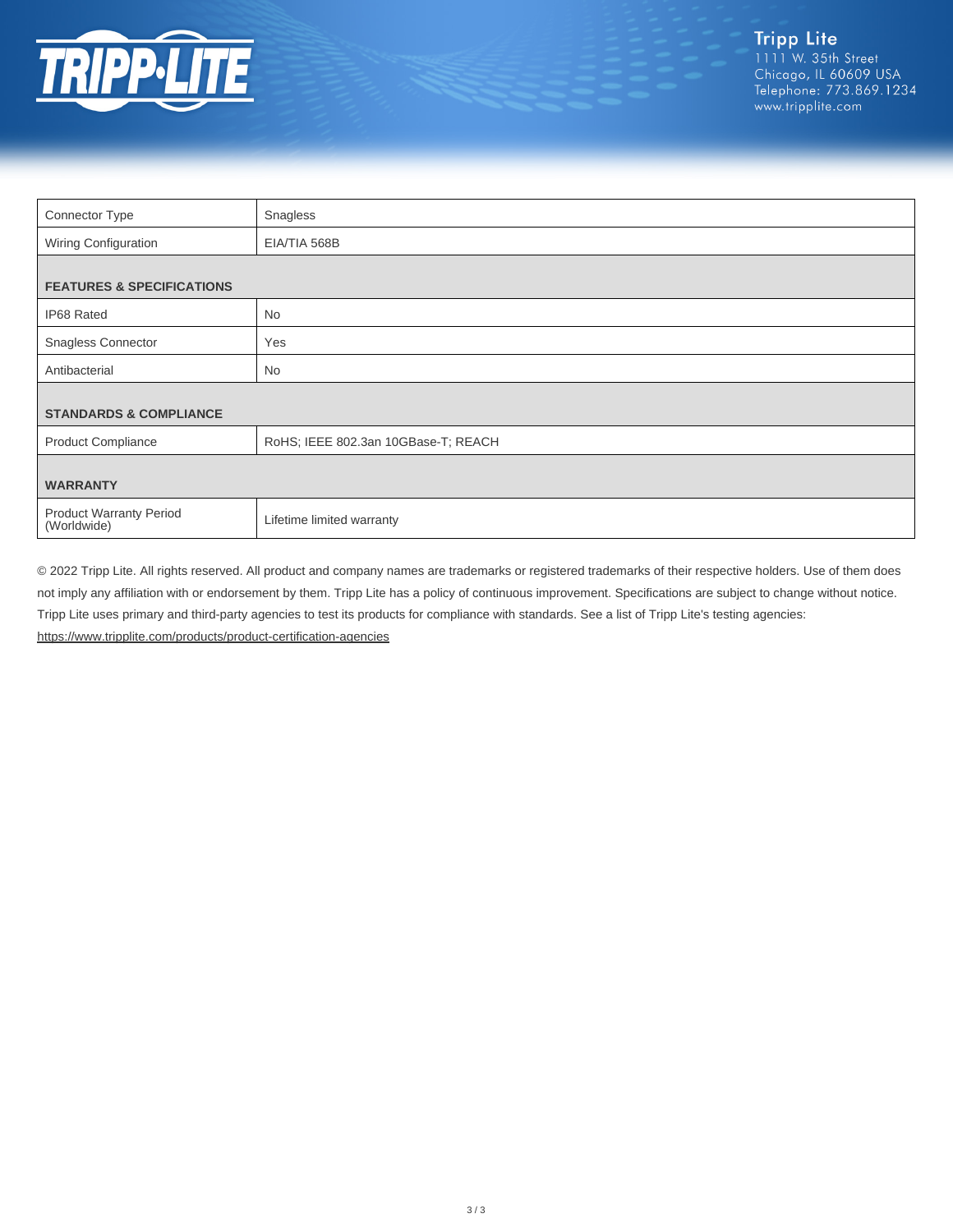| | |
|---|---|
| Connector Type | Snagless |
| Wiring Configuration | EIA/TIA 568B |
| **FEATURES & SPECIFICATIONS** | |
| IP68 Rated | No |
| Snagless Connector | Yes |
| Antibacterial | No |
| **STANDARDS & COMPLIANCE** | |
| Product Compliance | RoHS; IEEE 802.3an 10GBase-T; REACH |
| **WARRANTY** | |
| Product Warranty Period (Worldwide) | Lifetime limited warranty |

© 2022 Tripp Lite. All rights reserved. All product and company names are trademarks or registered trademarks of their respective holders. Use of them does not imply any affiliation with or endorsement by them. Tripp Lite has a policy of continuous improvement. Specifications are subject to change without notice. Tripp Lite uses primary and third-party agencies to test its products for compliance with standards. See a list of Tripp Lite's testing agencies: https://www.tripplite.com/products/product-certification-agencies